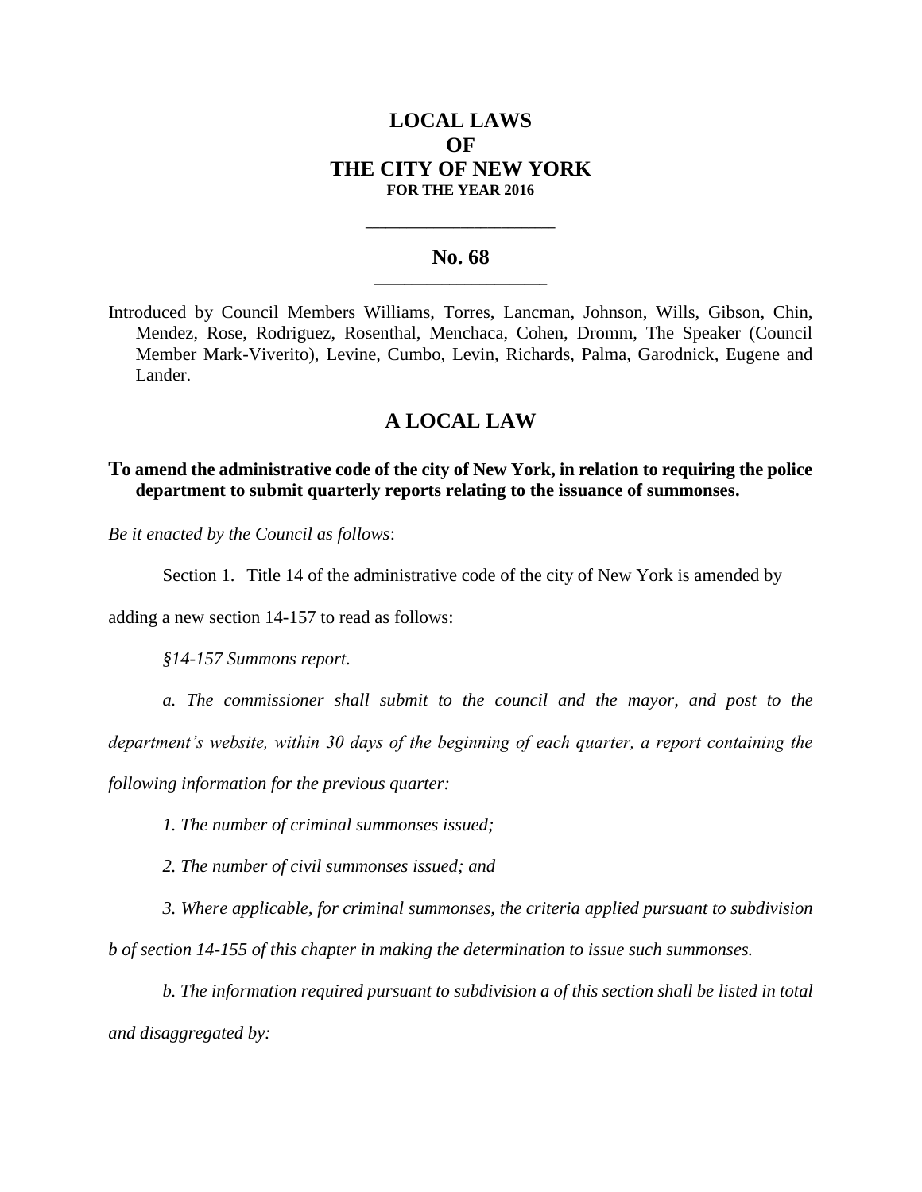# LOCAL LAWS
# OF
# THE CITY OF NEW YORK
**FOR THE YEAR 2016**

---

## No. 68

---

Introduced by Council Members Williams, Torres, Lancman, Johnson, Wills, Gibson, Chin, Mendez, Rose, Rodriguez, Rosenthal, Menchaca, Cohen, Dromm, The Speaker (Council Member Mark-Viverito), Levine, Cumbo, Levin, Richards, Palma, Garodnick, Eugene and Lander.

## A LOCAL LAW

**To amend the administrative code of the city of New York, in relation to requiring the police department to submit quarterly reports relating to the issuance of summonses.**

*Be it enacted by the Council as follows*:

Section 1. Title 14 of the administrative code of the city of New York is amended by adding a new section 14-157 to read as follows:

*§14-157 Summons report.*

*a. The commissioner shall submit to the council and the mayor, and post to the department's website, within 30 days of the beginning of each quarter, a report containing the following information for the previous quarter:*

*1. The number of criminal summonses issued;*

*2. The number of civil summonses issued; and*

*3. Where applicable, for criminal summonses, the criteria applied pursuant to subdivision b of section 14-155 of this chapter in making the determination to issue such summonses.*

*b. The information required pursuant to subdivision a of this section shall be listed in total and disaggregated by:*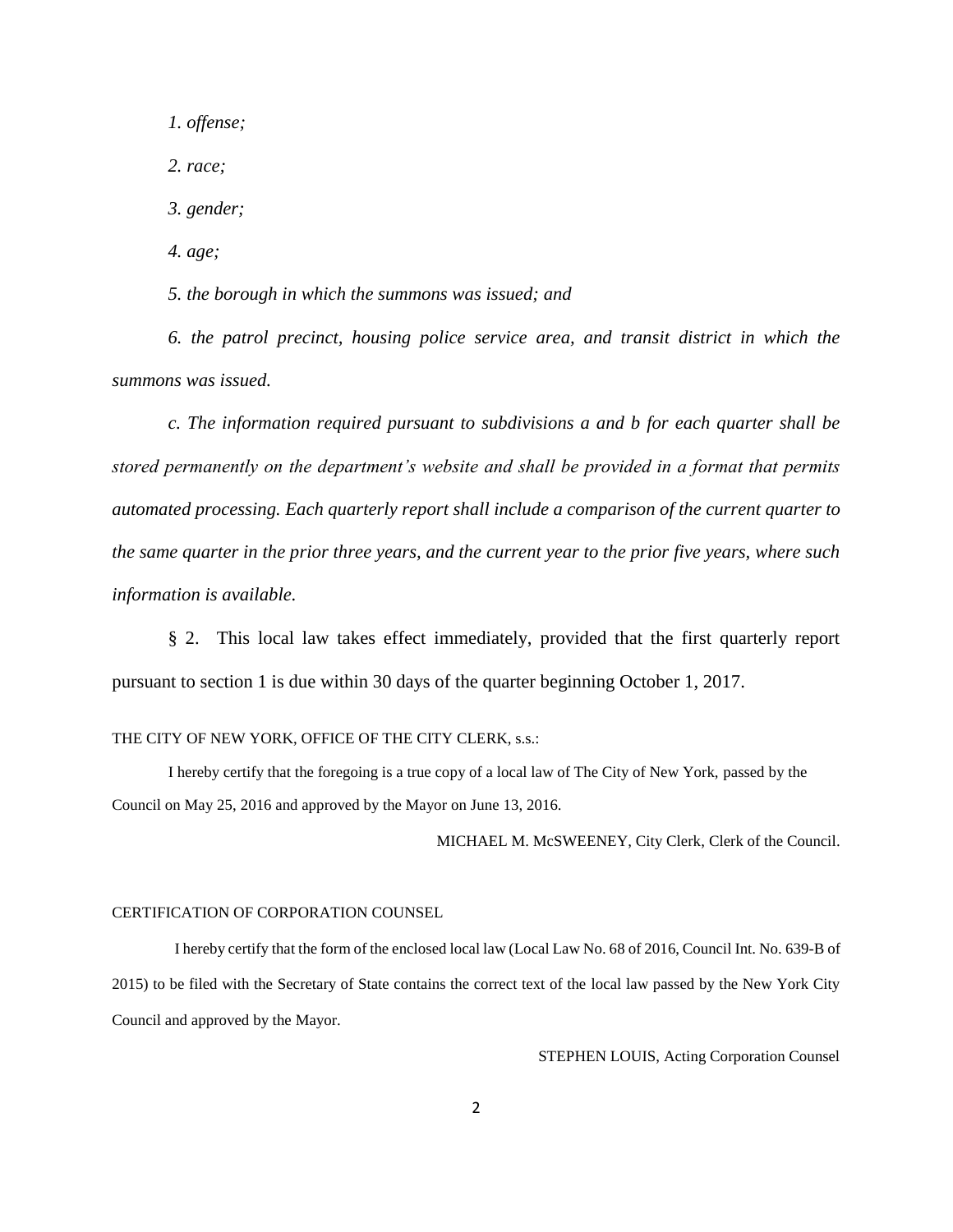*1. offense;*

*2. race;*

*3. gender;*

*4. age;*

*5. the borough in which the summons was issued; and*

*6. the patrol precinct, housing police service area, and transit district in which the summons was issued.*

*c. The information required pursuant to subdivisions a and b for each quarter shall be stored permanently on the department's website and shall be provided in a format that permits automated processing. Each quarterly report shall include a comparison of the current quarter to the same quarter in the prior three years, and the current year to the prior five years, where such information is available.*

§ 2. This local law takes effect immediately, provided that the first quarterly report pursuant to section 1 is due within 30 days of the quarter beginning October 1, 2017.

THE CITY OF NEW YORK, OFFICE OF THE CITY CLERK, s.s.:

I hereby certify that the foregoing is a true copy of a local law of The City of New York, passed by the Council on May 25, 2016 and approved by the Mayor on June 13, 2016.

MICHAEL M. McSWEENEY, City Clerk, Clerk of the Council.

CERTIFICATION OF CORPORATION COUNSEL

I hereby certify that the form of the enclosed local law (Local Law No. 68 of 2016, Council Int. No. 639-B of 2015) to be filed with the Secretary of State contains the correct text of the local law passed by the New York City Council and approved by the Mayor.

STEPHEN LOUIS, Acting Corporation Counsel